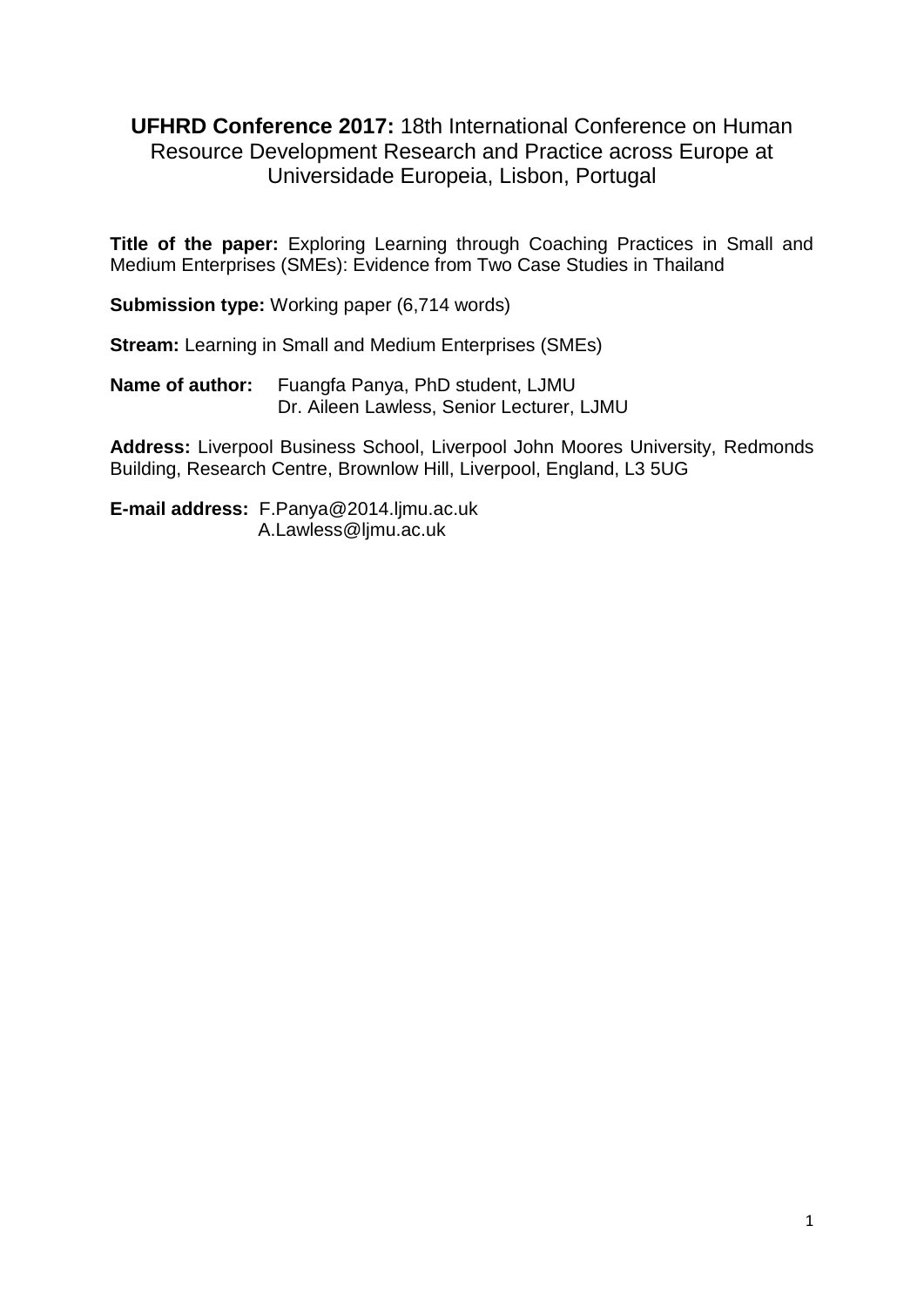**UFHRD Conference 2017:** 18th International Conference on Human Resource Development Research and Practice across Europe at Universidade Europeia, Lisbon, Portugal

**Title of the paper:** Exploring Learning through Coaching Practices in Small and Medium Enterprises (SMEs): Evidence from Two Case Studies in Thailand

**Submission type:** Working paper (6,714 words)

**Stream:** Learning in Small and Medium Enterprises (SMEs)

**Name of author:** Fuangfa Panya, PhD student, LJMU
Dr. Aileen Lawless, Senior Lecturer, LJMU

**Address:** Liverpool Business School, Liverpool John Moores University, Redmonds Building, Research Centre, Brownlow Hill, Liverpool, England, L3 5UG

**E-mail address:** F.Panya@2014.ljmu.ac.uk
A.Lawless@ljmu.ac.uk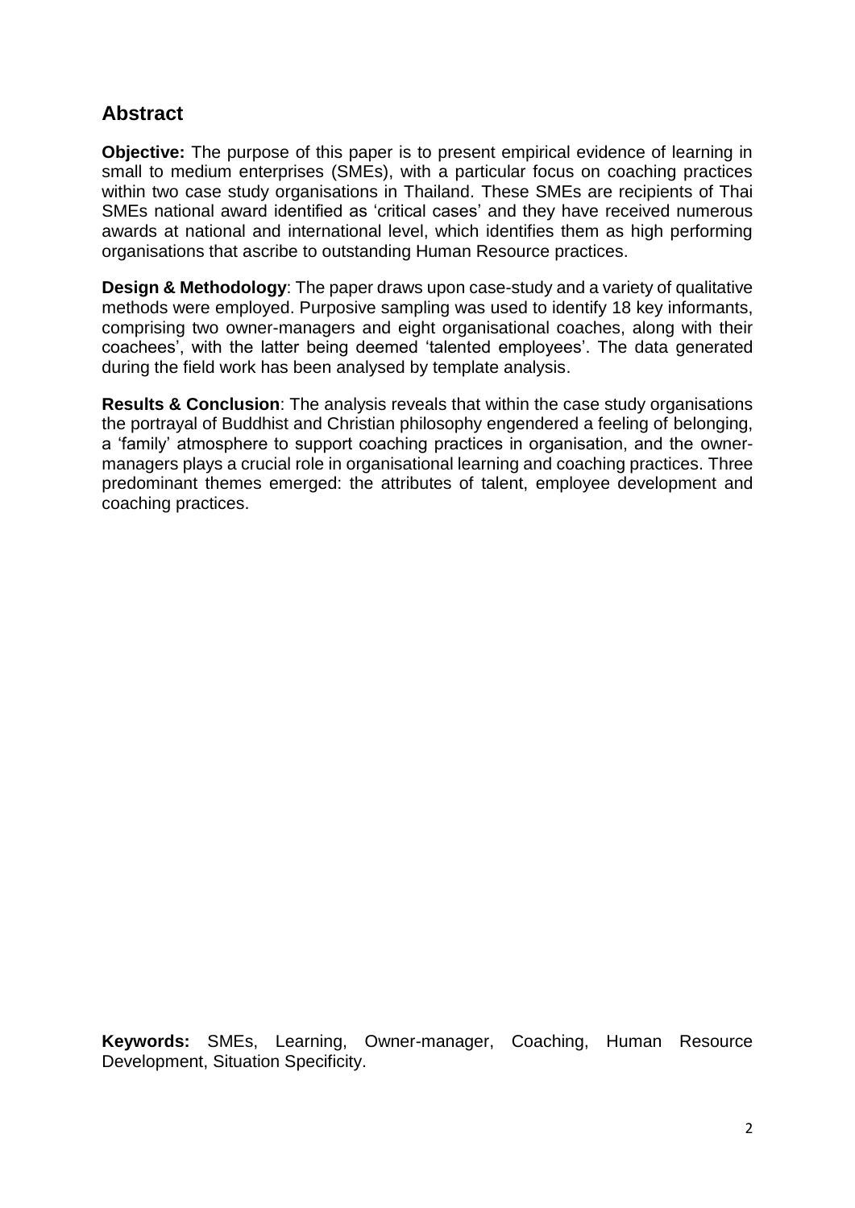## Abstract

**Objective:** The purpose of this paper is to present empirical evidence of learning in small to medium enterprises (SMEs), with a particular focus on coaching practices within two case study organisations in Thailand. These SMEs are recipients of Thai SMEs national award identified as 'critical cases' and they have received numerous awards at national and international level, which identifies them as high performing organisations that ascribe to outstanding Human Resource practices.

**Design & Methodology**: The paper draws upon case-study and a variety of qualitative methods were employed. Purposive sampling was used to identify 18 key informants, comprising two owner-managers and eight organisational coaches, along with their coachees', with the latter being deemed 'talented employees'. The data generated during the field work has been analysed by template analysis.

**Results & Conclusion**: The analysis reveals that within the case study organisations the portrayal of Buddhist and Christian philosophy engendered a feeling of belonging, a 'family' atmosphere to support coaching practices in organisation, and the owner-managers plays a crucial role in organisational learning and coaching practices. Three predominant themes emerged: the attributes of talent, employee development and coaching practices.

**Keywords:** SMEs, Learning, Owner-manager, Coaching, Human Resource Development, Situation Specificity.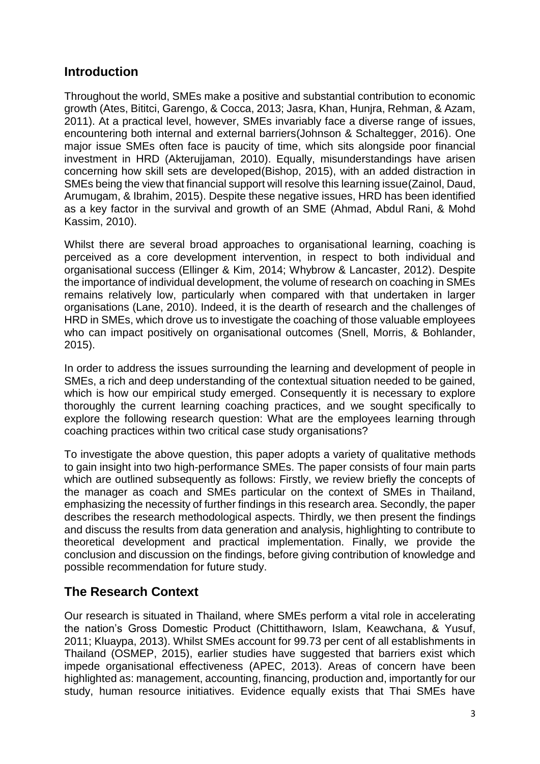## Introduction

Throughout the world, SMEs make a positive and substantial contribution to economic growth (Ates, Bititci, Garengo, & Cocca, 2013; Jasra, Khan, Hunjra, Rehman, & Azam, 2011). At a practical level, however, SMEs invariably face a diverse range of issues, encountering both internal and external barriers(Johnson & Schaltegger, 2016). One major issue SMEs often face is paucity of time, which sits alongside poor financial investment in HRD (Akterujjaman, 2010). Equally, misunderstandings have arisen concerning how skill sets are developed(Bishop, 2015), with an added distraction in SMEs being the view that financial support will resolve this learning issue(Zainol, Daud, Arumugam, & Ibrahim, 2015). Despite these negative issues, HRD has been identified as a key factor in the survival and growth of an SME (Ahmad, Abdul Rani, & Mohd Kassim, 2010).

Whilst there are several broad approaches to organisational learning, coaching is perceived as a core development intervention, in respect to both individual and organisational success (Ellinger & Kim, 2014; Whybrow & Lancaster, 2012). Despite the importance of individual development, the volume of research on coaching in SMEs remains relatively low, particularly when compared with that undertaken in larger organisations (Lane, 2010). Indeed, it is the dearth of research and the challenges of HRD in SMEs, which drove us to investigate the coaching of those valuable employees who can impact positively on organisational outcomes (Snell, Morris, & Bohlander, 2015).

In order to address the issues surrounding the learning and development of people in SMEs, a rich and deep understanding of the contextual situation needed to be gained, which is how our empirical study emerged. Consequently it is necessary to explore thoroughly the current learning coaching practices, and we sought specifically to explore the following research question: What are the employees learning through coaching practices within two critical case study organisations?

To investigate the above question, this paper adopts a variety of qualitative methods to gain insight into two high-performance SMEs. The paper consists of four main parts which are outlined subsequently as follows: Firstly, we review briefly the concepts of the manager as coach and SMEs particular on the context of SMEs in Thailand, emphasizing the necessity of further findings in this research area. Secondly, the paper describes the research methodological aspects. Thirdly, we then present the findings and discuss the results from data generation and analysis, highlighting to contribute to theoretical development and practical implementation. Finally, we provide the conclusion and discussion on the findings, before giving contribution of knowledge and possible recommendation for future study.

## The Research Context

Our research is situated in Thailand, where SMEs perform a vital role in accelerating the nation's Gross Domestic Product (Chittithaworn, Islam, Keawchana, & Yusuf, 2011; Kluaypa, 2013). Whilst SMEs account for 99.73 per cent of all establishments in Thailand (OSMEP, 2015), earlier studies have suggested that barriers exist which impede organisational effectiveness (APEC, 2013). Areas of concern have been highlighted as: management, accounting, financing, production and, importantly for our study, human resource initiatives. Evidence equally exists that Thai SMEs have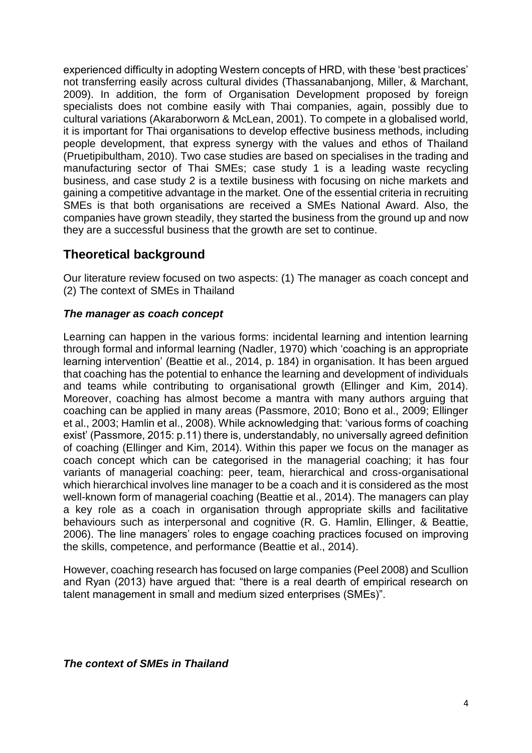experienced difficulty in adopting Western concepts of HRD, with these 'best practices' not transferring easily across cultural divides (Thassanabanjong, Miller, & Marchant, 2009). In addition, the form of Organisation Development proposed by foreign specialists does not combine easily with Thai companies, again, possibly due to cultural variations (Akaraborworn & McLean, 2001). To compete in a globalised world, it is important for Thai organisations to develop effective business methods, including people development, that express synergy with the values and ethos of Thailand (Pruetipibultham, 2010). Two case studies are based on specialises in the trading and manufacturing sector of Thai SMEs; case study 1 is a leading waste recycling business, and case study 2 is a textile business with focusing on niche markets and gaining a competitive advantage in the market. One of the essential criteria in recruiting SMEs is that both organisations are received a SMEs National Award. Also, the companies have grown steadily, they started the business from the ground up and now they are a successful business that the growth are set to continue.

## Theoretical background

Our literature review focused on two aspects: (1) The manager as coach concept and (2) The context of SMEs in Thailand

### *The manager as coach concept*

Learning can happen in the various forms: incidental learning and intention learning through formal and informal learning (Nadler, 1970) which 'coaching is an appropriate learning intervention' (Beattie et al., 2014, p. 184) in organisation. It has been argued that coaching has the potential to enhance the learning and development of individuals and teams while contributing to organisational growth (Ellinger and Kim, 2014). Moreover, coaching has almost become a mantra with many authors arguing that coaching can be applied in many areas (Passmore, 2010; Bono et al., 2009; Ellinger et al., 2003; Hamlin et al., 2008). While acknowledging that: 'various forms of coaching exist' (Passmore, 2015: p.11) there is, understandably, no universally agreed definition of coaching (Ellinger and Kim, 2014). Within this paper we focus on the manager as coach concept which can be categorised in the managerial coaching; it has four variants of managerial coaching: peer, team, hierarchical and cross-organisational which hierarchical involves line manager to be a coach and it is considered as the most well-known form of managerial coaching (Beattie et al., 2014). The managers can play a key role as a coach in organisation through appropriate skills and facilitative behaviours such as interpersonal and cognitive (R. G. Hamlin, Ellinger, & Beattie, 2006). The line managers' roles to engage coaching practices focused on improving the skills, competence, and performance (Beattie et al., 2014).

However, coaching research has focused on large companies (Peel 2008) and Scullion and Ryan (2013) have argued that: "there is a real dearth of empirical research on talent management in small and medium sized enterprises (SMEs)".

### *The context of SMEs in Thailand*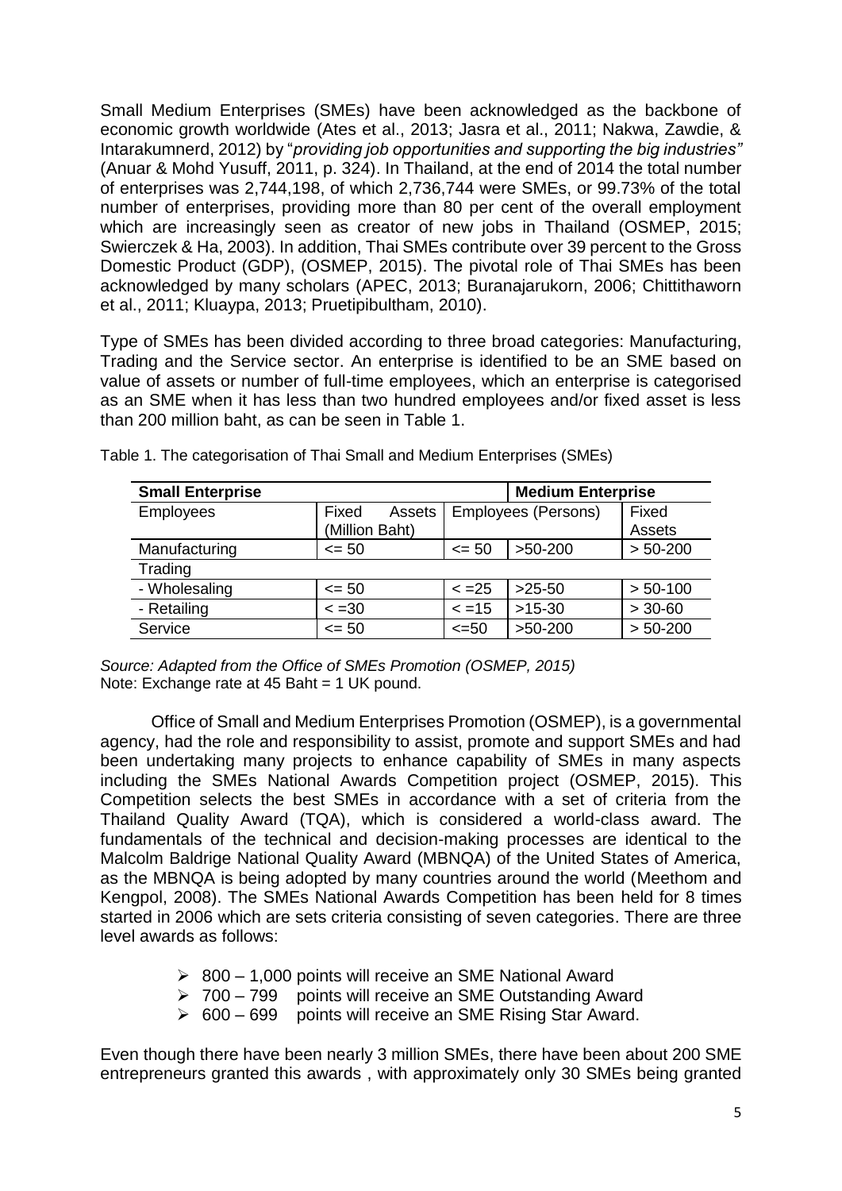Small Medium Enterprises (SMEs) have been acknowledged as the backbone of economic growth worldwide (Ates et al., 2013; Jasra et al., 2011; Nakwa, Zawdie, & Intarakumnerd, 2012) by "*providing job opportunities and supporting the big industries"* (Anuar & Mohd Yusuff, 2011, p. 324). In Thailand, at the end of 2014 the total number of enterprises was 2,744,198, of which 2,736,744 were SMEs, or 99.73% of the total number of enterprises, providing more than 80 per cent of the overall employment which are increasingly seen as creator of new jobs in Thailand (OSMEP, 2015; Swierczek & Ha, 2003). In addition, Thai SMEs contribute over 39 percent to the Gross Domestic Product (GDP), (OSMEP, 2015). The pivotal role of Thai SMEs has been acknowledged by many scholars (APEC, 2013; Buranajarukorn, 2006; Chittithaworn et al., 2011; Kluaypa, 2013; Pruetipibultham, 2010).

Type of SMEs has been divided according to three broad categories: Manufacturing, Trading and the Service sector. An enterprise is identified to be an SME based on value of assets or number of full-time employees, which an enterprise is categorised as an SME when it has less than two hundred employees and/or fixed asset is less than 200 million baht, as can be seen in Table 1.

Table 1. The categorisation of Thai Small and Medium Enterprises (SMEs)

| **Small Enterprise** | | | **Medium Enterprise** | |
|---|---|---|---|---|
| Employees | Fixed Assets (Million Baht) | Employees (Persons) | | Fixed Assets |
| Manufacturing | <= 50 | <= 50 | >50-200 | > 50-200 |
| Trading | | | | |
| - Wholesaling | <= 50 | < =25 | >25-50 | > 50-100 |
| - Retailing | < =30 | < =15 | >15-30 | > 30-60 |
| Service | <= 50 | <=50 | >50-200 | > 50-200 |

*Source: Adapted from the Office of SMEs Promotion (OSMEP, 2015)*
Note: Exchange rate at 45 Baht = 1 UK pound.

Office of Small and Medium Enterprises Promotion (OSMEP), is a governmental agency, had the role and responsibility to assist, promote and support SMEs and had been undertaking many projects to enhance capability of SMEs in many aspects including the SMEs National Awards Competition project (OSMEP, 2015). This Competition selects the best SMEs in accordance with a set of criteria from the Thailand Quality Award (TQA), which is considered a world-class award. The fundamentals of the technical and decision-making processes are identical to the Malcolm Baldrige National Quality Award (MBNQA) of the United States of America, as the MBNQA is being adopted by many countries around the world (Meethom and Kengpol, 2008). The SMEs National Awards Competition has been held for 8 times started in 2006 which are sets criteria consisting of seven categories. There are three level awards as follows:

- 800 – 1,000 points will receive an SME National Award
- 700 – 799 points will receive an SME Outstanding Award
- 600 – 699 points will receive an SME Rising Star Award.

Even though there have been nearly 3 million SMEs, there have been about 200 SME entrepreneurs granted this awards , with approximately only 30 SMEs being granted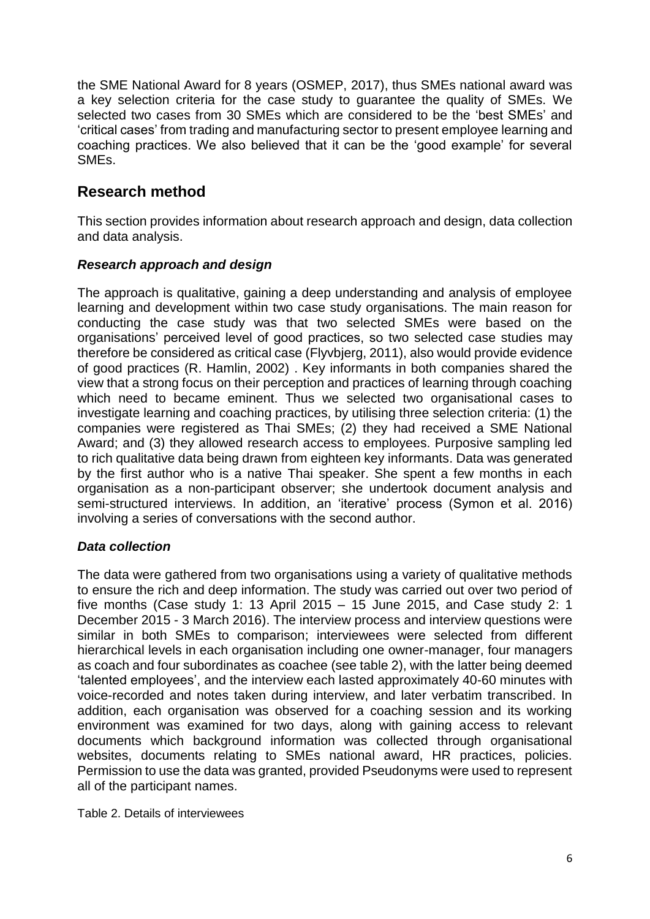the SME National Award for 8 years (OSMEP, 2017), thus SMEs national award was a key selection criteria for the case study to guarantee the quality of SMEs. We selected two cases from 30 SMEs which are considered to be the 'best SMEs' and 'critical cases' from trading and manufacturing sector to present employee learning and coaching practices. We also believed that it can be the 'good example' for several SMEs.

## Research method

This section provides information about research approach and design, data collection and data analysis.

### *Research approach and design*

The approach is qualitative, gaining a deep understanding and analysis of employee learning and development within two case study organisations. The main reason for conducting the case study was that two selected SMEs were based on the organisations' perceived level of good practices, so two selected case studies may therefore be considered as critical case (Flyvbjerg, 2011), also would provide evidence of good practices (R. Hamlin, 2002) . Key informants in both companies shared the view that a strong focus on their perception and practices of learning through coaching which need to became eminent. Thus we selected two organisational cases to investigate learning and coaching practices, by utilising three selection criteria: (1) the companies were registered as Thai SMEs; (2) they had received a SME National Award; and (3) they allowed research access to employees. Purposive sampling led to rich qualitative data being drawn from eighteen key informants. Data was generated by the first author who is a native Thai speaker. She spent a few months in each organisation as a non-participant observer; she undertook document analysis and semi-structured interviews. In addition, an 'iterative' process (Symon et al. 2016) involving a series of conversations with the second author.

### *Data collection*

The data were gathered from two organisations using a variety of qualitative methods to ensure the rich and deep information. The study was carried out over two period of five months (Case study 1: 13 April 2015 – 15 June 2015, and Case study 2: 1 December 2015 - 3 March 2016). The interview process and interview questions were similar in both SMEs to comparison; interviewees were selected from different hierarchical levels in each organisation including one owner-manager, four managers as coach and four subordinates as coachee (see table 2), with the latter being deemed 'talented employees', and the interview each lasted approximately 40-60 minutes with voice-recorded and notes taken during interview, and later verbatim transcribed. In addition, each organisation was observed for a coaching session and its working environment was examined for two days, along with gaining access to relevant documents which background information was collected through organisational websites, documents relating to SMEs national award, HR practices, policies. Permission to use the data was granted, provided Pseudonyms were used to represent all of the participant names.

Table 2. Details of interviewees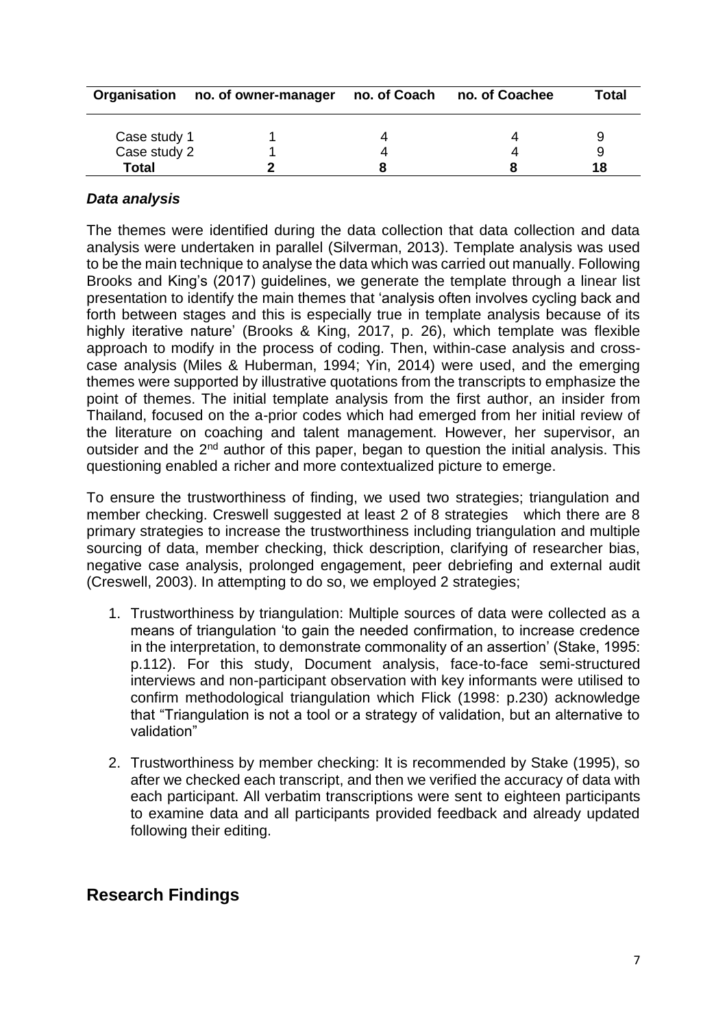| Organisation | no. of owner-manager | no. of Coach | no. of Coachee | Total |
|---|---|---|---|---|
| Case study 1 | 1 | 4 | 4 | 9 |
| Case study 2 | 1 | 4 | 4 | 9 |
| **Total** | **2** | **8** | **8** | **18** |

### *Data analysis*

The themes were identified during the data collection that data collection and data analysis were undertaken in parallel (Silverman, 2013). Template analysis was used to be the main technique to analyse the data which was carried out manually. Following Brooks and King's (2017) guidelines, we generate the template through a linear list presentation to identify the main themes that 'analysis often involves cycling back and forth between stages and this is especially true in template analysis because of its highly iterative nature' (Brooks & King, 2017, p. 26), which template was flexible approach to modify in the process of coding. Then, within-case analysis and cross-case analysis (Miles & Huberman, 1994; Yin, 2014) were used, and the emerging themes were supported by illustrative quotations from the transcripts to emphasize the point of themes. The initial template analysis from the first author, an insider from Thailand, focused on the a-prior codes which had emerged from her initial review of the literature on coaching and talent management. However, her supervisor, an outsider and the 2nd author of this paper, began to question the initial analysis. This questioning enabled a richer and more contextualized picture to emerge.

To ensure the trustworthiness of finding, we used two strategies; triangulation and member checking. Creswell suggested at least 2 of 8 strategies which there are 8 primary strategies to increase the trustworthiness including triangulation and multiple sourcing of data, member checking, thick description, clarifying of researcher bias, negative case analysis, prolonged engagement, peer debriefing and external audit (Creswell, 2003). In attempting to do so, we employed 2 strategies;

1. Trustworthiness by triangulation: Multiple sources of data were collected as a means of triangulation 'to gain the needed confirmation, to increase credence in the interpretation, to demonstrate commonality of an assertion' (Stake, 1995: p.112). For this study, Document analysis, face-to-face semi-structured interviews and non-participant observation with key informants were utilised to confirm methodological triangulation which Flick (1998: p.230) acknowledge that "Triangulation is not a tool or a strategy of validation, but an alternative to validation"

2. Trustworthiness by member checking: It is recommended by Stake (1995), so after we checked each transcript, and then we verified the accuracy of data with each participant. All verbatim transcriptions were sent to eighteen participants to examine data and all participants provided feedback and already updated following their editing.

## Research Findings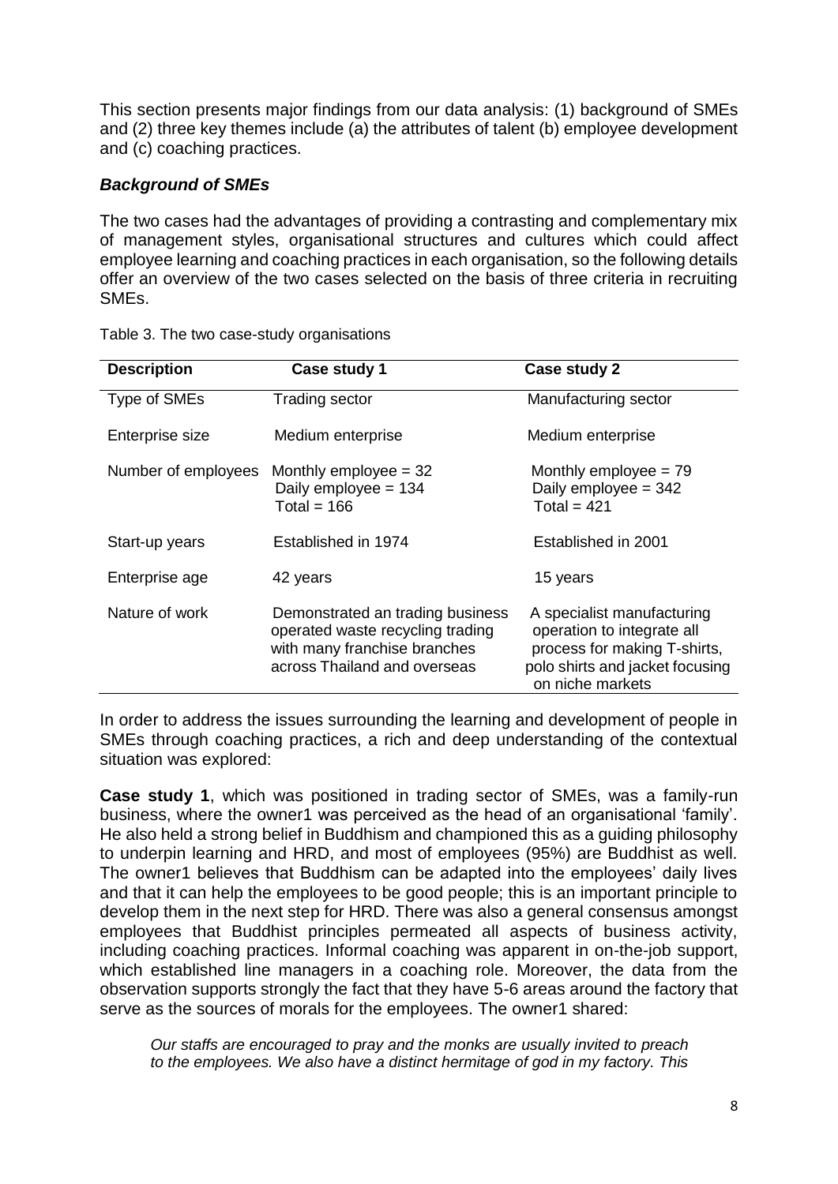This section presents major findings from our data analysis: (1) background of SMEs and (2) three key themes include (a) the attributes of talent (b) employee development and (c) coaching practices.

### *Background of SMEs*

The two cases had the advantages of providing a contrasting and complementary mix of management styles, organisational structures and cultures which could affect employee learning and coaching practices in each organisation, so the following details offer an overview of the two cases selected on the basis of three criteria in recruiting SMEs.

Table 3. The two case-study organisations

| Description | Case study 1 | Case study 2 |
|---|---|---|
| Type of SMEs | Trading sector | Manufacturing sector |
| Enterprise size | Medium enterprise | Medium enterprise |
| Number of employees | Monthly employee = 32<br>Daily employee = 134<br>Total = 166 | Monthly employee = 79<br>Daily employee = 342<br>Total = 421 |
| Start-up years | Established in 1974 | Established in 2001 |
| Enterprise age | 42 years | 15 years |
| Nature of work | Demonstrated an trading business operated waste recycling trading with many franchise branches across Thailand and overseas | A specialist manufacturing operation to integrate all process for making T-shirts, polo shirts and jacket focusing on niche markets |

In order to address the issues surrounding the learning and development of people in SMEs through coaching practices, a rich and deep understanding of the contextual situation was explored:

**Case study 1**, which was positioned in trading sector of SMEs, was a family-run business, where the owner1 was perceived as the head of an organisational 'family'. He also held a strong belief in Buddhism and championed this as a guiding philosophy to underpin learning and HRD, and most of employees (95%) are Buddhist as well. The owner1 believes that Buddhism can be adapted into the employees' daily lives and that it can help the employees to be good people; this is an important principle to develop them in the next step for HRD. There was also a general consensus amongst employees that Buddhist principles permeated all aspects of business activity, including coaching practices. Informal coaching was apparent in on-the-job support, which established line managers in a coaching role. Moreover, the data from the observation supports strongly the fact that they have 5-6 areas around the factory that serve as the sources of morals for the employees. The owner1 shared:

> *Our staffs are encouraged to pray and the monks are usually invited to preach to the employees. We also have a distinct hermitage of god in my factory. This*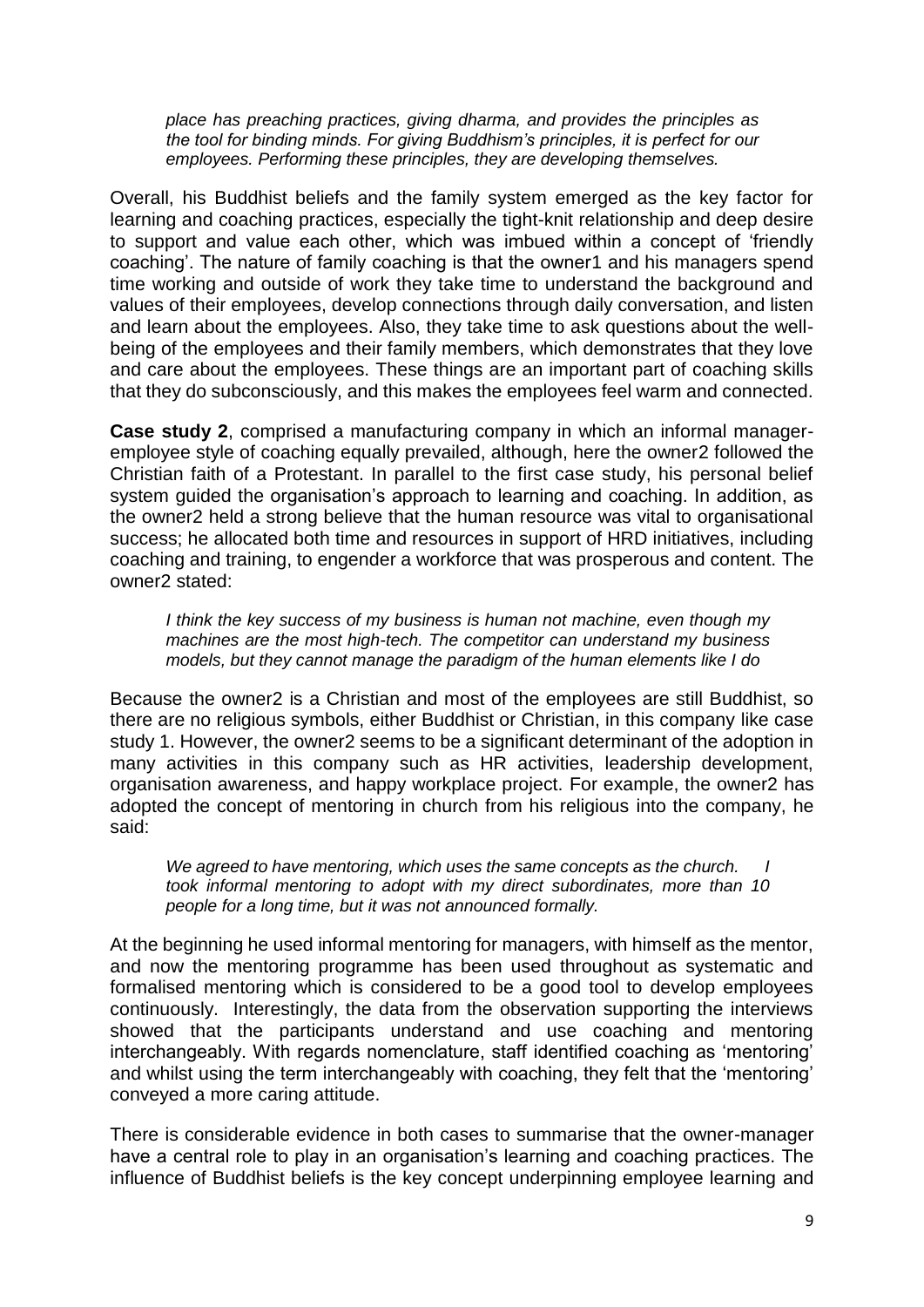*place has preaching practices, giving dharma, and provides the principles as the tool for binding minds. For giving Buddhism's principles, it is perfect for our employees. Performing these principles, they are developing themselves.*

Overall, his Buddhist beliefs and the family system emerged as the key factor for learning and coaching practices, especially the tight-knit relationship and deep desire to support and value each other, which was imbued within a concept of 'friendly coaching'. The nature of family coaching is that the owner1 and his managers spend time working and outside of work they take time to understand the background and values of their employees, develop connections through daily conversation, and listen and learn about the employees. Also, they take time to ask questions about the well-being of the employees and their family members, which demonstrates that they love and care about the employees. These things are an important part of coaching skills that they do subconsciously, and this makes the employees feel warm and connected.

**Case study 2**, comprised a manufacturing company in which an informal manager-employee style of coaching equally prevailed, although, here the owner2 followed the Christian faith of a Protestant. In parallel to the first case study, his personal belief system guided the organisation's approach to learning and coaching. In addition, as the owner2 held a strong believe that the human resource was vital to organisational success; he allocated both time and resources in support of HRD initiatives, including coaching and training, to engender a workforce that was prosperous and content. The owner2 stated:

*I think the key success of my business is human not machine, even though my machines are the most high-tech. The competitor can understand my business models, but they cannot manage the paradigm of the human elements like I do*

Because the owner2 is a Christian and most of the employees are still Buddhist, so there are no religious symbols, either Buddhist or Christian, in this company like case study 1. However, the owner2 seems to be a significant determinant of the adoption in many activities in this company such as HR activities, leadership development, organisation awareness, and happy workplace project. For example, the owner2 has adopted the concept of mentoring in church from his religious into the company, he said:

*We agreed to have mentoring, which uses the same concepts as the church. I took informal mentoring to adopt with my direct subordinates, more than 10 people for a long time, but it was not announced formally.*

At the beginning he used informal mentoring for managers, with himself as the mentor, and now the mentoring programme has been used throughout as systematic and formalised mentoring which is considered to be a good tool to develop employees continuously. Interestingly, the data from the observation supporting the interviews showed that the participants understand and use coaching and mentoring interchangeably. With regards nomenclature, staff identified coaching as 'mentoring' and whilst using the term interchangeably with coaching, they felt that the 'mentoring' conveyed a more caring attitude.

There is considerable evidence in both cases to summarise that the owner-manager have a central role to play in an organisation's learning and coaching practices. The influence of Buddhist beliefs is the key concept underpinning employee learning and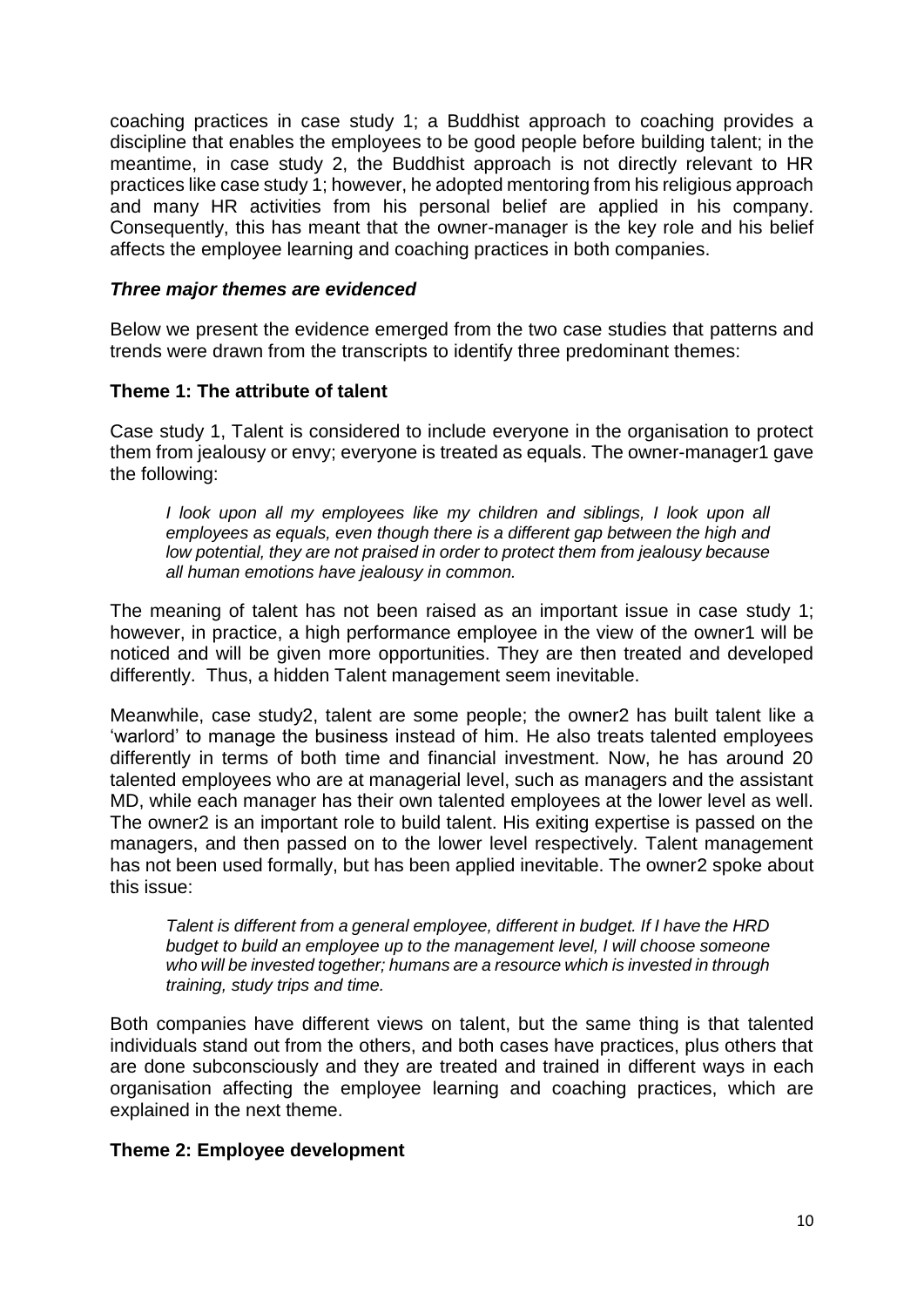coaching practices in case study 1; a Buddhist approach to coaching provides a discipline that enables the employees to be good people before building talent; in the meantime, in case study 2, the Buddhist approach is not directly relevant to HR practices like case study 1; however, he adopted mentoring from his religious approach and many HR activities from his personal belief are applied in his company. Consequently, this has meant that the owner-manager is the key role and his belief affects the employee learning and coaching practices in both companies.

### *Three major themes are evidenced*

Below we present the evidence emerged from the two case studies that patterns and trends were drawn from the transcripts to identify three predominant themes:

### **Theme 1: The attribute of talent**

Case study 1, Talent is considered to include everyone in the organisation to protect them from jealousy or envy; everyone is treated as equals. The owner-manager1 gave the following:

> *I look upon all my employees like my children and siblings, I look upon all employees as equals, even though there is a different gap between the high and low potential, they are not praised in order to protect them from jealousy because all human emotions have jealousy in common.*

The meaning of talent has not been raised as an important issue in case study 1; however, in practice, a high performance employee in the view of the owner1 will be noticed and will be given more opportunities. They are then treated and developed differently. Thus, a hidden Talent management seem inevitable.

Meanwhile, case study2, talent are some people; the owner2 has built talent like a 'warlord' to manage the business instead of him. He also treats talented employees differently in terms of both time and financial investment. Now, he has around 20 talented employees who are at managerial level, such as managers and the assistant MD, while each manager has their own talented employees at the lower level as well. The owner2 is an important role to build talent. His exiting expertise is passed on the managers, and then passed on to the lower level respectively. Talent management has not been used formally, but has been applied inevitable. The owner2 spoke about this issue:

> *Talent is different from a general employee, different in budget. If I have the HRD budget to build an employee up to the management level, I will choose someone who will be invested together; humans are a resource which is invested in through training, study trips and time.*

Both companies have different views on talent, but the same thing is that talented individuals stand out from the others, and both cases have practices, plus others that are done subconsciously and they are treated and trained in different ways in each organisation affecting the employee learning and coaching practices, which are explained in the next theme.

### **Theme 2: Employee development**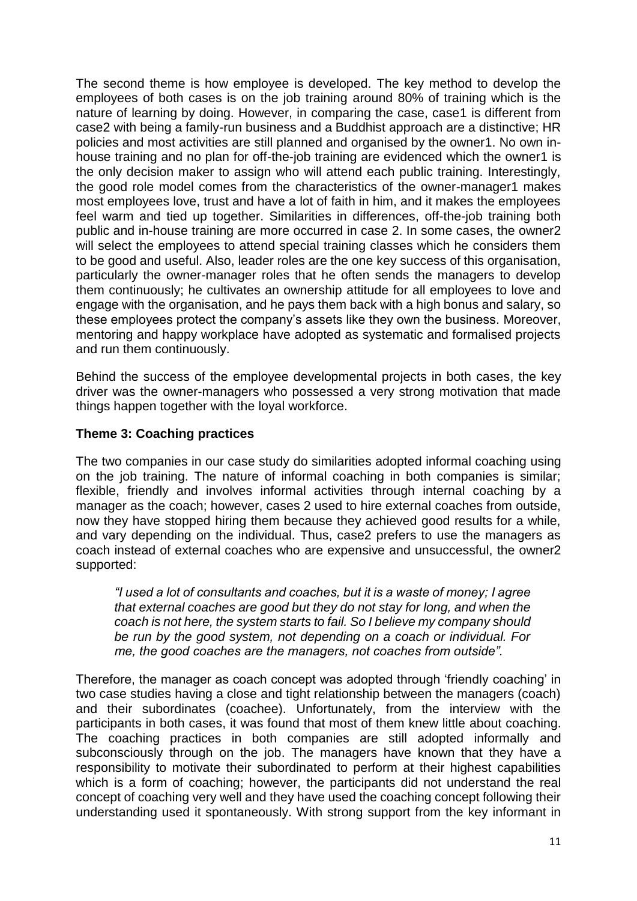The second theme is how employee is developed. The key method to develop the employees of both cases is on the job training around 80% of training which is the nature of learning by doing. However, in comparing the case, case1 is different from case2 with being a family-run business and a Buddhist approach are a distinctive; HR policies and most activities are still planned and organised by the owner1. No own in-house training and no plan for off-the-job training are evidenced which the owner1 is the only decision maker to assign who will attend each public training. Interestingly, the good role model comes from the characteristics of the owner-manager1 makes most employees love, trust and have a lot of faith in him, and it makes the employees feel warm and tied up together. Similarities in differences, off-the-job training both public and in-house training are more occurred in case 2. In some cases, the owner2 will select the employees to attend special training classes which he considers them to be good and useful. Also, leader roles are the one key success of this organisation, particularly the owner-manager roles that he often sends the managers to develop them continuously; he cultivates an ownership attitude for all employees to love and engage with the organisation, and he pays them back with a high bonus and salary, so these employees protect the company's assets like they own the business. Moreover, mentoring and happy workplace have adopted as systematic and formalised projects and run them continuously.

Behind the success of the employee developmental projects in both cases, the key driver was the owner-managers who possessed a very strong motivation that made things happen together with the loyal workforce.

**Theme 3: Coaching practices**

The two companies in our case study do similarities adopted informal coaching using on the job training. The nature of informal coaching in both companies is similar; flexible, friendly and involves informal activities through internal coaching by a manager as the coach; however, cases 2 used to hire external coaches from outside, now they have stopped hiring them because they achieved good results for a while, and vary depending on the individual. Thus, case2 prefers to use the managers as coach instead of external coaches who are expensive and unsuccessful, the owner2 supported:

> *"I used a lot of consultants and coaches, but it is a waste of money; I agree that external coaches are good but they do not stay for long, and when the coach is not here, the system starts to fail. So I believe my company should be run by the good system, not depending on a coach or individual. For me, the good coaches are the managers, not coaches from outside".*

Therefore, the manager as coach concept was adopted through 'friendly coaching' in two case studies having a close and tight relationship between the managers (coach) and their subordinates (coachee). Unfortunately, from the interview with the participants in both cases, it was found that most of them knew little about coaching. The coaching practices in both companies are still adopted informally and subconsciously through on the job. The managers have known that they have a responsibility to motivate their subordinated to perform at their highest capabilities which is a form of coaching; however, the participants did not understand the real concept of coaching very well and they have used the coaching concept following their understanding used it spontaneously. With strong support from the key informant in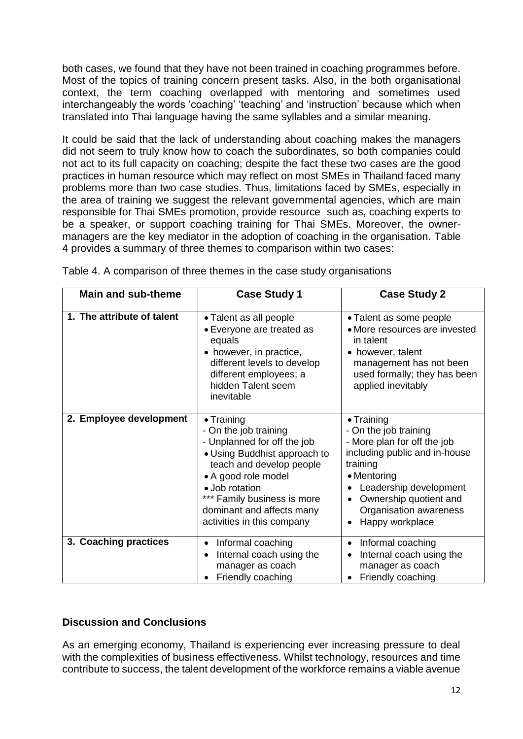both cases, we found that they have not been trained in coaching programmes before. Most of the topics of training concern present tasks. Also, in the both organisational context, the term coaching overlapped with mentoring and sometimes used interchangeably the words 'coaching' 'teaching' and 'instruction' because which when translated into Thai language having the same syllables and a similar meaning.

It could be said that the lack of understanding about coaching makes the managers did not seem to truly know how to coach the subordinates, so both companies could not act to its full capacity on coaching; despite the fact these two cases are the good practices in human resource which may reflect on most SMEs in Thailand faced many problems more than two case studies. Thus, limitations faced by SMEs, especially in the area of training we suggest the relevant governmental agencies, which are main responsible for Thai SMEs promotion, provide resource such as, coaching experts to be a speaker, or support coaching training for Thai SMEs. Moreover, the owner-managers are the key mediator in the adoption of coaching in the organisation. Table 4 provides a summary of three themes to comparison within two cases:

Table 4. A comparison of three themes in the case study organisations

| Main and sub-theme | Case Study 1 | Case Study 2 |
|---|---|---|
| 1. The attribute of talent | • Talent as all people<br>• Everyone are treated as equals<br>• however, in practice, different levels to develop different employees; a hidden Talent seem inevitable | • Talent as some people<br>• More resources are invested in talent<br>• however, talent management has not been used formally; they has been applied inevitably |
| 2. Employee development | • Training<br>- On the job training<br>- Unplanned for off the job<br>• Using Buddhist approach to teach and develop people<br>• A good role model<br>• Job rotation<br>*** Family business is more dominant and affects many activities in this company | • Training<br>- On the job training<br>- More plan for off the job including public and in-house training<br>• Mentoring<br>• Leadership development<br>• Ownership quotient and Organisation awareness<br>• Happy workplace |
| 3. Coaching practices | • Informal coaching<br>• Internal coach using the manager as coach<br>• Friendly coaching | • Informal coaching<br>• Internal coach using the manager as coach<br>• Friendly coaching |

## Discussion and Conclusions

As an emerging economy, Thailand is experiencing ever increasing pressure to deal with the complexities of business effectiveness. Whilst technology, resources and time contribute to success, the talent development of the workforce remains a viable avenue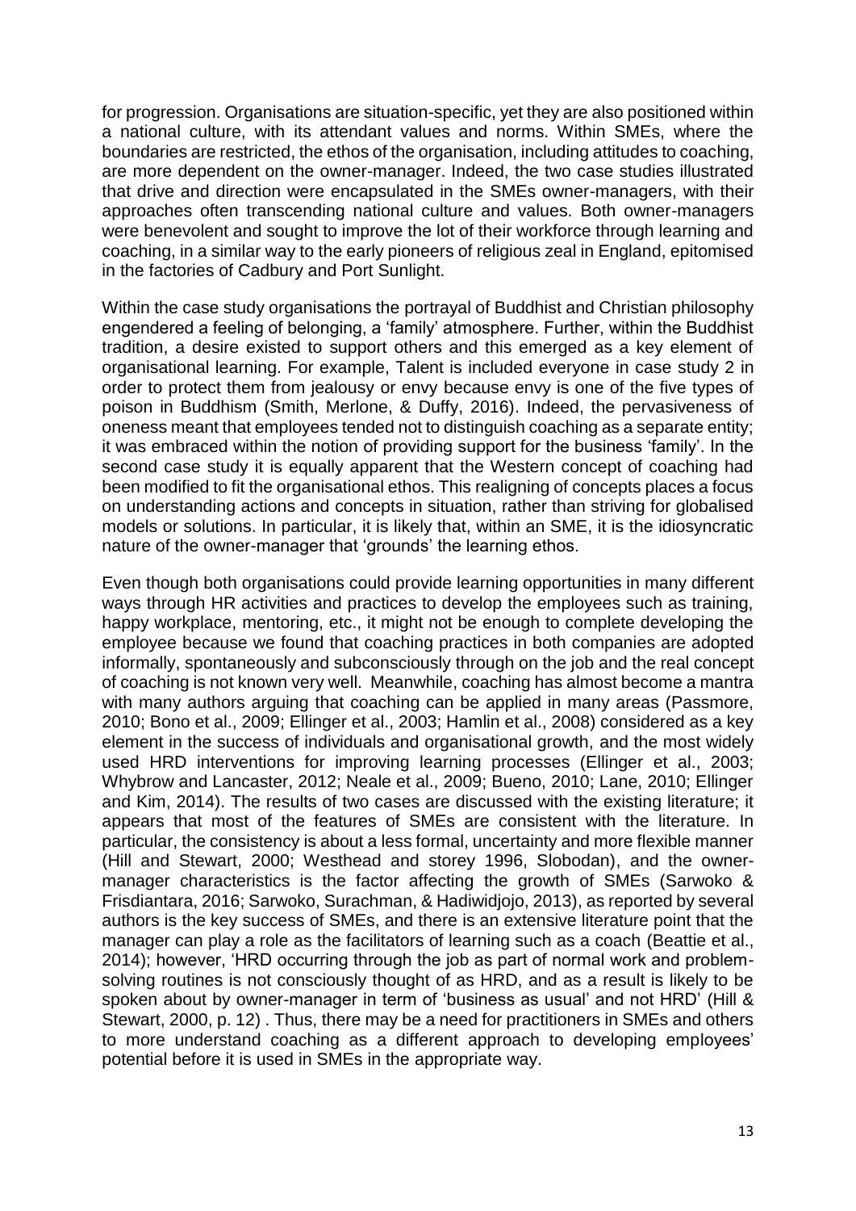for progression. Organisations are situation-specific, yet they are also positioned within a national culture, with its attendant values and norms. Within SMEs, where the boundaries are restricted, the ethos of the organisation, including attitudes to coaching, are more dependent on the owner-manager. Indeed, the two case studies illustrated that drive and direction were encapsulated in the SMEs owner-managers, with their approaches often transcending national culture and values. Both owner-managers were benevolent and sought to improve the lot of their workforce through learning and coaching, in a similar way to the early pioneers of religious zeal in England, epitomised in the factories of Cadbury and Port Sunlight.

Within the case study organisations the portrayal of Buddhist and Christian philosophy engendered a feeling of belonging, a 'family' atmosphere. Further, within the Buddhist tradition, a desire existed to support others and this emerged as a key element of organisational learning. For example, Talent is included everyone in case study 2 in order to protect them from jealousy or envy because envy is one of the five types of poison in Buddhism (Smith, Merlone, & Duffy, 2016). Indeed, the pervasiveness of oneness meant that employees tended not to distinguish coaching as a separate entity; it was embraced within the notion of providing support for the business 'family'. In the second case study it is equally apparent that the Western concept of coaching had been modified to fit the organisational ethos. This realigning of concepts places a focus on understanding actions and concepts in situation, rather than striving for globalised models or solutions. In particular, it is likely that, within an SME, it is the idiosyncratic nature of the owner-manager that 'grounds' the learning ethos.

Even though both organisations could provide learning opportunities in many different ways through HR activities and practices to develop the employees such as training, happy workplace, mentoring, etc., it might not be enough to complete developing the employee because we found that coaching practices in both companies are adopted informally, spontaneously and subconsciously through on the job and the real concept of coaching is not known very well. Meanwhile, coaching has almost become a mantra with many authors arguing that coaching can be applied in many areas (Passmore, 2010; Bono et al., 2009; Ellinger et al., 2003; Hamlin et al., 2008) considered as a key element in the success of individuals and organisational growth, and the most widely used HRD interventions for improving learning processes (Ellinger et al., 2003; Whybrow and Lancaster, 2012; Neale et al., 2009; Bueno, 2010; Lane, 2010; Ellinger and Kim, 2014). The results of two cases are discussed with the existing literature; it appears that most of the features of SMEs are consistent with the literature. In particular, the consistency is about a less formal, uncertainty and more flexible manner (Hill and Stewart, 2000; Westhead and storey 1996, Slobodan), and the owner-manager characteristics is the factor affecting the growth of SMEs (Sarwoko & Frisdiantara, 2016; Sarwoko, Surachman, & Hadiwidjojo, 2013), as reported by several authors is the key success of SMEs, and there is an extensive literature point that the manager can play a role as the facilitators of learning such as a coach (Beattie et al., 2014); however, 'HRD occurring through the job as part of normal work and problem-solving routines is not consciously thought of as HRD, and as a result is likely to be spoken about by owner-manager in term of 'business as usual' and not HRD' (Hill & Stewart, 2000, p. 12) . Thus, there may be a need for practitioners in SMEs and others to more understand coaching as a different approach to developing employees' potential before it is used in SMEs in the appropriate way.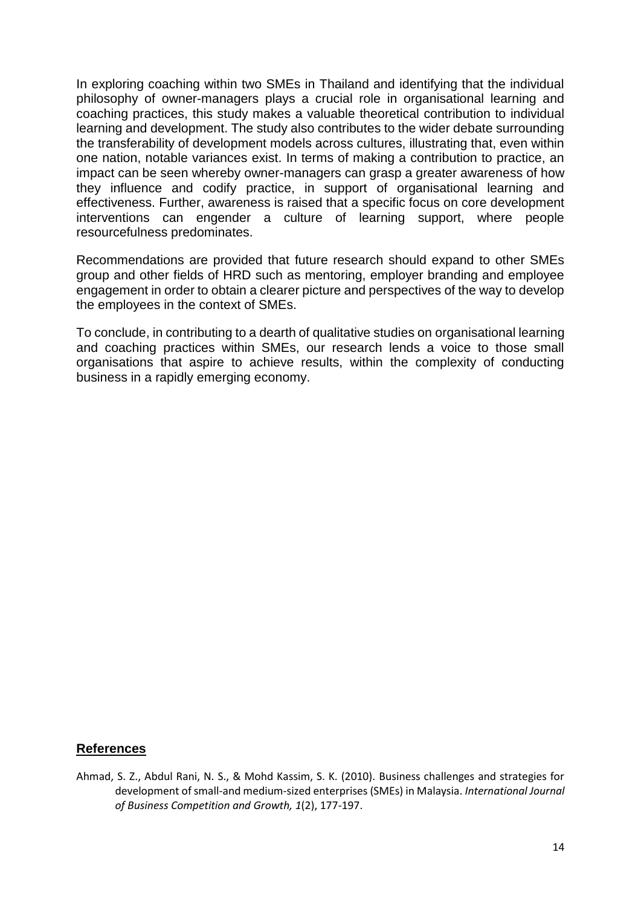In exploring coaching within two SMEs in Thailand and identifying that the individual philosophy of owner-managers plays a crucial role in organisational learning and coaching practices, this study makes a valuable theoretical contribution to individual learning and development. The study also contributes to the wider debate surrounding the transferability of development models across cultures, illustrating that, even within one nation, notable variances exist. In terms of making a contribution to practice, an impact can be seen whereby owner-managers can grasp a greater awareness of how they influence and codify practice, in support of organisational learning and effectiveness. Further, awareness is raised that a specific focus on core development interventions can engender a culture of learning support, where people resourcefulness predominates.

Recommendations are provided that future research should expand to other SMEs group and other fields of HRD such as mentoring, employer branding and employee engagement in order to obtain a clearer picture and perspectives of the way to develop the employees in the context of SMEs.

To conclude, in contributing to a dearth of qualitative studies on organisational learning and coaching practices within SMEs, our research lends a voice to those small organisations that aspire to achieve results, within the complexity of conducting business in a rapidly emerging economy.

## References

Ahmad, S. Z., Abdul Rani, N. S., & Mohd Kassim, S. K. (2010). Business challenges and strategies for development of small-and medium-sized enterprises (SMEs) in Malaysia. *International Journal of Business Competition and Growth, 1*(2), 177-197.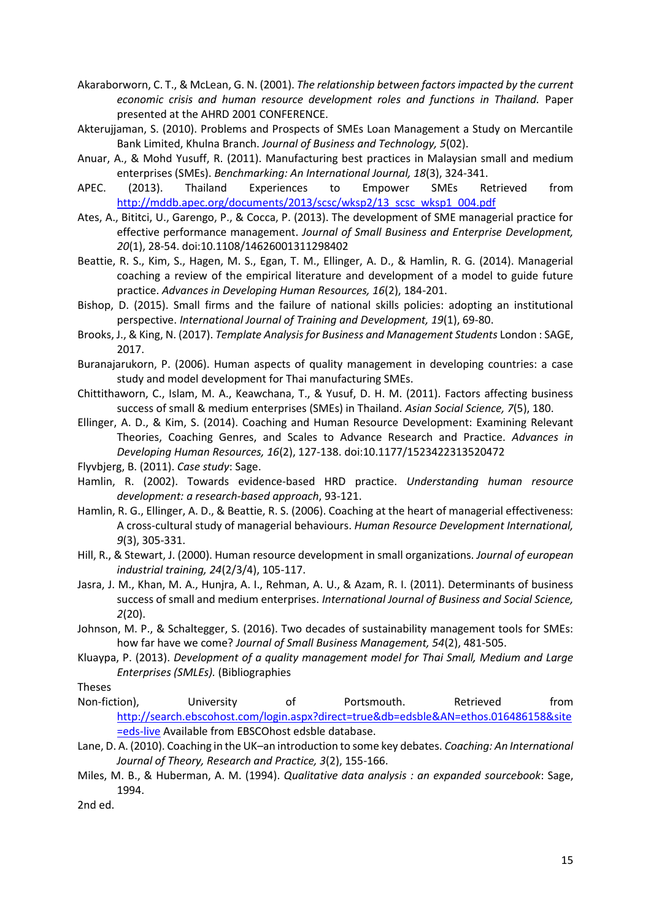Akaraborworn, C. T., & McLean, G. N. (2001). *The relationship between factors impacted by the current economic crisis and human resource development roles and functions in Thailand.* Paper presented at the AHRD 2001 CONFERENCE.

Akterujjaman, S. (2010). Problems and Prospects of SMEs Loan Management a Study on Mercantile Bank Limited, Khulna Branch. *Journal of Business and Technology, 5*(02).

Anuar, A., & Mohd Yusuff, R. (2011). Manufacturing best practices in Malaysian small and medium enterprises (SMEs). *Benchmarking: An International Journal, 18*(3), 324-341.

APEC. (2013). Thailand Experiences to Empower SMEs Retrieved from http://mddb.apec.org/documents/2013/scsc/wksp2/13_scsc_wksp1_004.pdf

Ates, A., Bititci, U., Garengo, P., & Cocca, P. (2013). The development of SME managerial practice for effective performance management. *Journal of Small Business and Enterprise Development, 20*(1), 28-54. doi:10.1108/14626001311298402

Beattie, R. S., Kim, S., Hagen, M. S., Egan, T. M., Ellinger, A. D., & Hamlin, R. G. (2014). Managerial coaching a review of the empirical literature and development of a model to guide future practice. *Advances in Developing Human Resources, 16*(2), 184-201.

Bishop, D. (2015). Small firms and the failure of national skills policies: adopting an institutional perspective. *International Journal of Training and Development, 19*(1), 69-80.

Brooks, J., & King, N. (2017). *Template Analysis for Business and Management Students* London : SAGE, 2017.

Buranajarukorn, P. (2006). Human aspects of quality management in developing countries: a case study and model development for Thai manufacturing SMEs.

Chittithaworn, C., Islam, M. A., Keawchana, T., & Yusuf, D. H. M. (2011). Factors affecting business success of small & medium enterprises (SMEs) in Thailand. *Asian Social Science, 7*(5), 180.

Ellinger, A. D., & Kim, S. (2014). Coaching and Human Resource Development: Examining Relevant Theories, Coaching Genres, and Scales to Advance Research and Practice. *Advances in Developing Human Resources, 16*(2), 127-138. doi:10.1177/1523422313520472

Flyvbjerg, B. (2011). *Case study*: Sage.

Hamlin, R. (2002). Towards evidence-based HRD practice. *Understanding human resource development: a research-based approach*, 93-121.

Hamlin, R. G., Ellinger, A. D., & Beattie, R. S. (2006). Coaching at the heart of managerial effectiveness: A cross-cultural study of managerial behaviours. *Human Resource Development International, 9*(3), 305-331.

Hill, R., & Stewart, J. (2000). Human resource development in small organizations. *Journal of european industrial training, 24*(2/3/4), 105-117.

Jasra, J. M., Khan, M. A., Hunjra, A. I., Rehman, A. U., & Azam, R. I. (2011). Determinants of business success of small and medium enterprises. *International Journal of Business and Social Science, 2*(20).

Johnson, M. P., & Schaltegger, S. (2016). Two decades of sustainability management tools for SMEs: how far have we come? *Journal of Small Business Management, 54*(2), 481-505.

Kluaypa, P. (2013). *Development of a quality management model for Thai Small, Medium and Large Enterprises (SMLEs).* (Bibliographies

Theses

Non-fiction), University of Portsmouth. Retrieved from http://search.ebscohost.com/login.aspx?direct=true&db=edsble&AN=ethos.016486158&site=eds-live Available from EBSCOhost edsble database.

Lane, D. A. (2010). Coaching in the UK–an introduction to some key debates. *Coaching: An International Journal of Theory, Research and Practice, 3*(2), 155-166.

Miles, M. B., & Huberman, A. M. (1994). *Qualitative data analysis : an expanded sourcebook*: Sage, 1994.

2nd ed.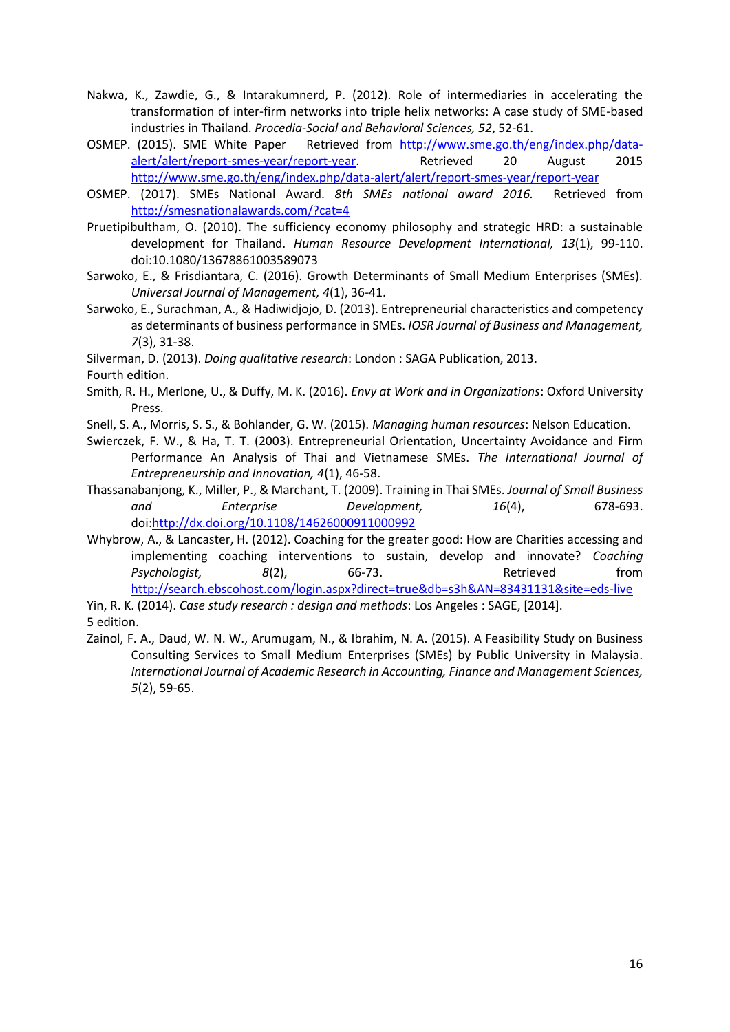Nakwa, K., Zawdie, G., & Intarakumnerd, P. (2012). Role of intermediaries in accelerating the transformation of inter-firm networks into triple helix networks: A case study of SME-based industries in Thailand. *Procedia-Social and Behavioral Sciences, 52*, 52-61.

OSMEP. (2015). SME White Paper Retrieved from http://www.sme.go.th/eng/index.php/data-alert/alert/report-smes-year/report-year. Retrieved 20 August 2015 http://www.sme.go.th/eng/index.php/data-alert/alert/report-smes-year/report-year

OSMEP. (2017). SMEs National Award. *8th SMEs national award 2016.* Retrieved from http://smesnationalawards.com/?cat=4

Pruetipibultham, O. (2010). The sufficiency economy philosophy and strategic HRD: a sustainable development for Thailand. *Human Resource Development International, 13*(1), 99-110. doi:10.1080/13678861003589073

Sarwoko, E., & Frisdiantara, C. (2016). Growth Determinants of Small Medium Enterprises (SMEs). *Universal Journal of Management, 4*(1), 36-41.

Sarwoko, E., Surachman, A., & Hadiwidjojo, D. (2013). Entrepreneurial characteristics and competency as determinants of business performance in SMEs. *IOSR Journal of Business and Management, 7*(3), 31-38.

Silverman, D. (2013). *Doing qualitative research*: London : SAGA Publication, 2013.
Fourth edition.

Smith, R. H., Merlone, U., & Duffy, M. K. (2016). *Envy at Work and in Organizations*: Oxford University Press.

Snell, S. A., Morris, S. S., & Bohlander, G. W. (2015). *Managing human resources*: Nelson Education.

Swierczek, F. W., & Ha, T. T. (2003). Entrepreneurial Orientation, Uncertainty Avoidance and Firm Performance An Analysis of Thai and Vietnamese SMEs. *The International Journal of Entrepreneurship and Innovation, 4*(1), 46-58.

Thassanabanjong, K., Miller, P., & Marchant, T. (2009). Training in Thai SMEs. *Journal of Small Business and Enterprise Development, 16*(4), 678-693. doi:http://dx.doi.org/10.1108/14626000911000992

Whybrow, A., & Lancaster, H. (2012). Coaching for the greater good: How are Charities accessing and implementing coaching interventions to sustain, develop and innovate? *Coaching Psychologist, 8*(2), 66-73. Retrieved from http://search.ebscohost.com/login.aspx?direct=true&db=s3h&AN=83431131&site=eds-live

Yin, R. K. (2014). *Case study research : design and methods*: Los Angeles : SAGE, [2014].
5 edition.

Zainol, F. A., Daud, W. N. W., Arumugam, N., & Ibrahim, N. A. (2015). A Feasibility Study on Business Consulting Services to Small Medium Enterprises (SMEs) by Public University in Malaysia. *International Journal of Academic Research in Accounting, Finance and Management Sciences, 5*(2), 59-65.